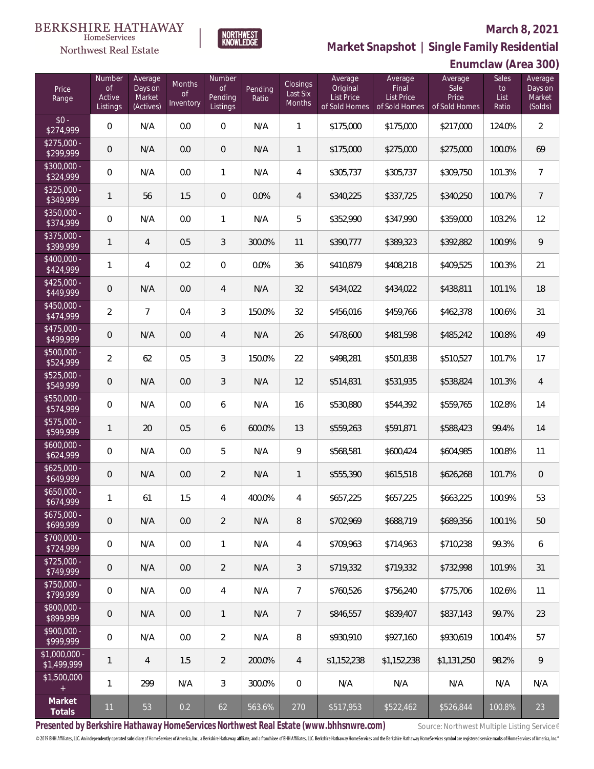BERKSHIRE HATHAWAY HomeServices Northwest Real Estate

NORTHWEST KNOWLEDGE

**March 8, 2021**

**Market Snapshot | Single Family Residential**

**Enumclaw (Area 300)**

| Price Range | Number of Active Listings | Average Days on Market (Actives) | Months of Inventory | Number of Pending Listings | Pending Ratio | Closings Last Six Months | Average Original List Price of Sold Homes | Average Final List Price of Sold Homes | Average Sale Price of Sold Homes | Sales to List Ratio | Average Days on Market (Solds) |
|---|---|---|---|---|---|---|---|---|---|---|---|
| $0 - $274,999 | 0 | N/A | 0.0 | 0 | N/A | 1 | $175,000 | $175,000 | $217,000 | 124.0% | 2 |
| $275,000 - $299,999 | 0 | N/A | 0.0 | 0 | N/A | 1 | $175,000 | $275,000 | $275,000 | 100.0% | 69 |
| $300,000 - $324,999 | 0 | N/A | 0.0 | 1 | N/A | 4 | $305,737 | $305,737 | $309,750 | 101.3% | 7 |
| $325,000 - $349,999 | 1 | 56 | 1.5 | 0 | 0.0% | 4 | $340,225 | $337,725 | $340,250 | 100.7% | 7 |
| $350,000 - $374,999 | 0 | N/A | 0.0 | 1 | N/A | 5 | $352,990 | $347,990 | $359,000 | 103.2% | 12 |
| $375,000 - $399,999 | 1 | 4 | 0.5 | 3 | 300.0% | 11 | $390,777 | $389,323 | $392,882 | 100.9% | 9 |
| $400,000 - $424,999 | 1 | 4 | 0.2 | 0 | 0.0% | 36 | $410,879 | $408,218 | $409,525 | 100.3% | 21 |
| $425,000 - $449,999 | 0 | N/A | 0.0 | 4 | N/A | 32 | $434,022 | $434,022 | $438,811 | 101.1% | 18 |
| $450,000 - $474,999 | 2 | 7 | 0.4 | 3 | 150.0% | 32 | $456,016 | $459,766 | $462,378 | 100.6% | 31 |
| $475,000 - $499,999 | 0 | N/A | 0.0 | 4 | N/A | 26 | $478,600 | $481,598 | $485,242 | 100.8% | 49 |
| $500,000 - $524,999 | 2 | 62 | 0.5 | 3 | 150.0% | 22 | $498,281 | $501,838 | $510,527 | 101.7% | 17 |
| $525,000 - $549,999 | 0 | N/A | 0.0 | 3 | N/A | 12 | $514,831 | $531,935 | $538,824 | 101.3% | 4 |
| $550,000 - $574,999 | 0 | N/A | 0.0 | 6 | N/A | 16 | $530,880 | $544,392 | $559,765 | 102.8% | 14 |
| $575,000 - $599,999 | 1 | 20 | 0.5 | 6 | 600.0% | 13 | $559,263 | $591,871 | $588,423 | 99.4% | 14 |
| $600,000 - $624,999 | 0 | N/A | 0.0 | 5 | N/A | 9 | $568,581 | $600,424 | $604,985 | 100.8% | 11 |
| $625,000 - $649,999 | 0 | N/A | 0.0 | 2 | N/A | 1 | $555,390 | $615,518 | $626,268 | 101.7% | 0 |
| $650,000 - $674,999 | 1 | 61 | 1.5 | 4 | 400.0% | 4 | $657,225 | $657,225 | $663,225 | 100.9% | 53 |
| $675,000 - $699,999 | 0 | N/A | 0.0 | 2 | N/A | 8 | $702,969 | $688,719 | $689,356 | 100.1% | 50 |
| $700,000 - $724,999 | 0 | N/A | 0.0 | 1 | N/A | 4 | $709,963 | $714,963 | $710,238 | 99.3% | 6 |
| $725,000 - $749,999 | 0 | N/A | 0.0 | 2 | N/A | 3 | $719,332 | $719,332 | $732,998 | 101.9% | 31 |
| $750,000 - $799,999 | 0 | N/A | 0.0 | 4 | N/A | 7 | $760,526 | $756,240 | $775,706 | 102.6% | 11 |
| $800,000 - $899,999 | 0 | N/A | 0.0 | 1 | N/A | 7 | $846,557 | $839,407 | $837,143 | 99.7% | 23 |
| $900,000 - $999,999 | 0 | N/A | 0.0 | 2 | N/A | 8 | $930,910 | $927,160 | $930,619 | 100.4% | 57 |
| $1,000,000 - $1,499,999 | 1 | 4 | 1.5 | 2 | 200.0% | 4 | $1,152,238 | $1,152,238 | $1,131,250 | 98.2% | 9 |
| $1,500,000 + | 1 | 299 | N/A | 3 | 300.0% | 0 | N/A | N/A | N/A | N/A | N/A |
| **Market Totals** | 11 | 53 | 0.2 | 62 | 563.6% | 270 | $517,953 | $522,462 | $526,844 | 100.8% | 23 |

**Presented by Berkshire Hathaway HomeServices Northwest Real Estate (www.bhhsnwre.com)**

Source: Northwest Multiple Listing Service®

© 2019 BHH Affiliates, LLC. An independently operated subsidiary of HomeServices of America, Inc., a Berkshire Hathaway affiliate, and a franchisee of BHH Affiliates, LLC. Berkshire Hathaway HomeServices and the Berkshire Hathaway HomeServices symbol are registered service marks of HomeServices of America, Inc.®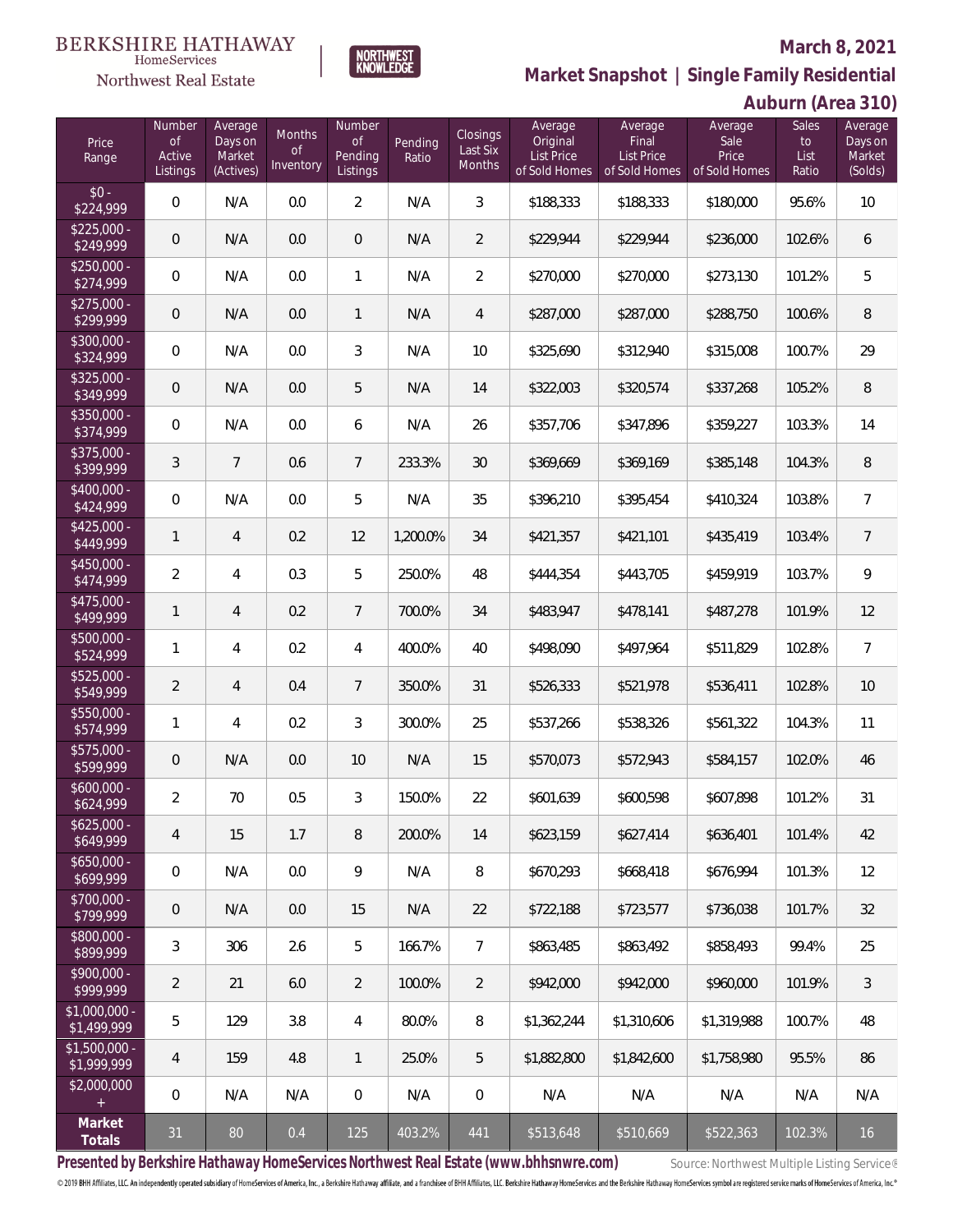BERKSHIRE HATHAWAY HomeServices Northwest Real Estate

NORTHWEST KNOWLEDGE

**March 8, 2021**

## Market Snapshot | Single Family Residential

### Auburn (Area 310)

| Price Range | Number of Active Listings | Average Days on Market (Actives) | Months of Inventory | Number of Pending Listings | Pending Ratio | Closings Last Six Months | Average Original List Price of Sold Homes | Average Final List Price of Sold Homes | Average Sale Price of Sold Homes | Sales to List Ratio | Average Days on Market (Solds) |
|---|---|---|---|---|---|---|---|---|---|---|---|
| $0 - $224,999 | 0 | N/A | 0.0 | 2 | N/A | 3 | $188,333 | $188,333 | $180,000 | 95.6% | 10 |
| $225,000 - $249,999 | 0 | N/A | 0.0 | 0 | N/A | 2 | $229,944 | $229,944 | $236,000 | 102.6% | 6 |
| $250,000 - $274,999 | 0 | N/A | 0.0 | 1 | N/A | 2 | $270,000 | $270,000 | $273,130 | 101.2% | 5 |
| $275,000 - $299,999 | 0 | N/A | 0.0 | 1 | N/A | 4 | $287,000 | $287,000 | $288,750 | 100.6% | 8 |
| $300,000 - $324,999 | 0 | N/A | 0.0 | 3 | N/A | 10 | $325,690 | $312,940 | $315,008 | 100.7% | 29 |
| $325,000 - $349,999 | 0 | N/A | 0.0 | 5 | N/A | 14 | $322,003 | $320,574 | $337,268 | 105.2% | 8 |
| $350,000 - $374,999 | 0 | N/A | 0.0 | 6 | N/A | 26 | $357,706 | $347,896 | $359,227 | 103.3% | 14 |
| $375,000 - $399,999 | 3 | 7 | 0.6 | 7 | 233.3% | 30 | $369,669 | $369,169 | $385,148 | 104.3% | 8 |
| $400,000 - $424,999 | 0 | N/A | 0.0 | 5 | N/A | 35 | $396,210 | $395,454 | $410,324 | 103.8% | 7 |
| $425,000 - $449,999 | 1 | 4 | 0.2 | 12 | 1,200.0% | 34 | $421,357 | $421,101 | $435,419 | 103.4% | 7 |
| $450,000 - $474,999 | 2 | 4 | 0.3 | 5 | 250.0% | 48 | $444,354 | $443,705 | $459,919 | 103.7% | 9 |
| $475,000 - $499,999 | 1 | 4 | 0.2 | 7 | 700.0% | 34 | $483,947 | $478,141 | $487,278 | 101.9% | 12 |
| $500,000 - $524,999 | 1 | 4 | 0.2 | 4 | 400.0% | 40 | $498,090 | $497,964 | $511,829 | 102.8% | 7 |
| $525,000 - $549,999 | 2 | 4 | 0.4 | 7 | 350.0% | 31 | $526,333 | $521,978 | $536,411 | 102.8% | 10 |
| $550,000 - $574,999 | 1 | 4 | 0.2 | 3 | 300.0% | 25 | $537,266 | $538,326 | $561,322 | 104.3% | 11 |
| $575,000 - $599,999 | 0 | N/A | 0.0 | 10 | N/A | 15 | $570,073 | $572,943 | $584,157 | 102.0% | 46 |
| $600,000 - $624,999 | 2 | 70 | 0.5 | 3 | 150.0% | 22 | $601,639 | $600,598 | $607,898 | 101.2% | 31 |
| $625,000 - $649,999 | 4 | 15 | 1.7 | 8 | 200.0% | 14 | $623,159 | $627,414 | $636,401 | 101.4% | 42 |
| $650,000 - $699,999 | 0 | N/A | 0.0 | 9 | N/A | 8 | $670,293 | $668,418 | $676,994 | 101.3% | 12 |
| $700,000 - $799,999 | 0 | N/A | 0.0 | 15 | N/A | 22 | $722,188 | $723,577 | $736,038 | 101.7% | 32 |
| $800,000 - $899,999 | 3 | 306 | 2.6 | 5 | 166.7% | 7 | $863,485 | $863,492 | $858,493 | 99.4% | 25 |
| $900,000 - $999,999 | 2 | 21 | 6.0 | 2 | 100.0% | 2 | $942,000 | $942,000 | $960,000 | 101.9% | 3 |
| $1,000,000 - $1,499,999 | 5 | 129 | 3.8 | 4 | 80.0% | 8 | $1,362,244 | $1,310,606 | $1,319,988 | 100.7% | 48 |
| $1,500,000 - $1,999,999 | 4 | 159 | 4.8 | 1 | 25.0% | 5 | $1,882,800 | $1,842,600 | $1,758,980 | 95.5% | 86 |
| $2,000,000 + | 0 | N/A | N/A | 0 | N/A | 0 | N/A | N/A | N/A | N/A | N/A |
| **Market Totals** | 31 | 80 | 0.4 | 125 | 403.2% | 441 | $513,648 | $510,669 | $522,363 | 102.3% | 16 |

**Presented by Berkshire Hathaway HomeServices Northwest Real Estate (www.bhhsnwre.com)**

Source: Northwest Multiple Listing Service®

© 2019 BHH Affiliates, LLC. An independently operated subsidiary of HomeServices of America, Inc., a Berkshire Hathaway affiliate, and a franchisee of BHH Affiliates, LLC. Berkshire Hathaway HomeServices and the Berkshire Hathaway HomeServices symbol are registered service marks of HomeServices of America, Inc.®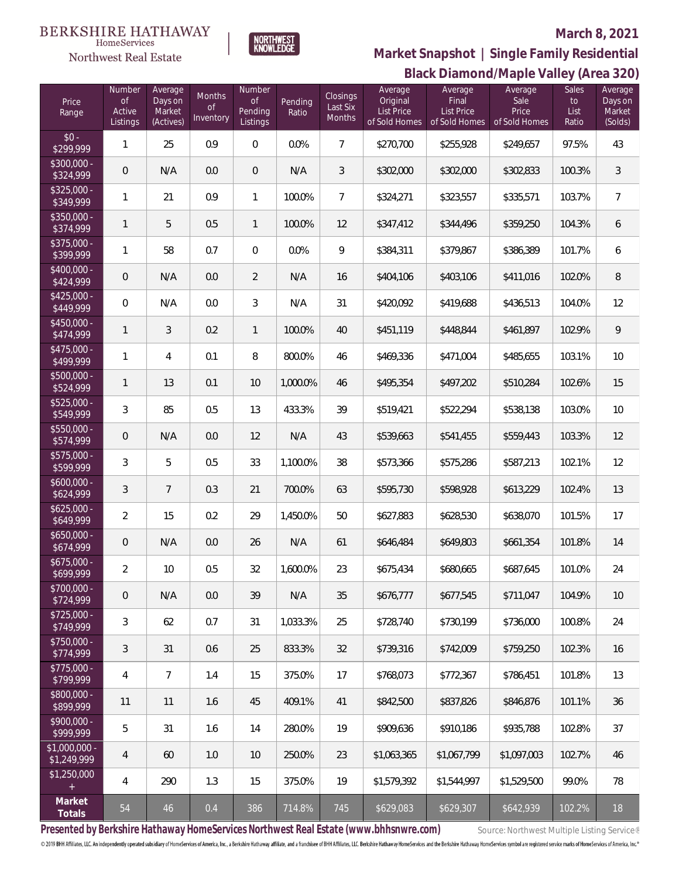BERKSHIRE HATHAWAY HomeServices Northwest Real Estate

NORTHWEST KNOWLEDGE

**March 8, 2021**

## Market Snapshot | Single Family Residential

### Black Diamond/Maple Valley (Area 320)

| Price Range | Number of Active Listings | Average Days on Market (Actives) | Months of Inventory | Number of Pending Listings | Pending Ratio | Closings Last Six Months | Average Original List Price of Sold Homes | Average Final List Price of Sold Homes | Average Sale Price of Sold Homes | Sales to List Ratio | Average Days on Market (Solds) |
|---|---|---|---|---|---|---|---|---|---|---|---|
| $0 - $299,999 | 1 | 25 | 0.9 | 0 | 0.0% | 7 | $270,700 | $255,928 | $249,657 | 97.5% | 43 |
| $300,000 - $324,999 | 0 | N/A | 0.0 | 0 | N/A | 3 | $302,000 | $302,000 | $302,833 | 100.3% | 3 |
| $325,000 - $349,999 | 1 | 21 | 0.9 | 1 | 100.0% | 7 | $324,271 | $323,557 | $335,571 | 103.7% | 7 |
| $350,000 - $374,999 | 1 | 5 | 0.5 | 1 | 100.0% | 12 | $347,412 | $344,496 | $359,250 | 104.3% | 6 |
| $375,000 - $399,999 | 1 | 58 | 0.7 | 0 | 0.0% | 9 | $384,311 | $379,867 | $386,389 | 101.7% | 6 |
| $400,000 - $424,999 | 0 | N/A | 0.0 | 2 | N/A | 16 | $404,106 | $403,106 | $411,016 | 102.0% | 8 |
| $425,000 - $449,999 | 0 | N/A | 0.0 | 3 | N/A | 31 | $420,092 | $419,688 | $436,513 | 104.0% | 12 |
| $450,000 - $474,999 | 1 | 3 | 0.2 | 1 | 100.0% | 40 | $451,119 | $448,844 | $461,897 | 102.9% | 9 |
| $475,000 - $499,999 | 1 | 4 | 0.1 | 8 | 800.0% | 46 | $469,336 | $471,004 | $485,655 | 103.1% | 10 |
| $500,000 - $524,999 | 1 | 13 | 0.1 | 10 | 1,000.0% | 46 | $495,354 | $497,202 | $510,284 | 102.6% | 15 |
| $525,000 - $549,999 | 3 | 85 | 0.5 | 13 | 433.3% | 39 | $519,421 | $522,294 | $538,138 | 103.0% | 10 |
| $550,000 - $574,999 | 0 | N/A | 0.0 | 12 | N/A | 43 | $539,663 | $541,455 | $559,443 | 103.3% | 12 |
| $575,000 - $599,999 | 3 | 5 | 0.5 | 33 | 1,100.0% | 38 | $573,366 | $575,286 | $587,213 | 102.1% | 12 |
| $600,000 - $624,999 | 3 | 7 | 0.3 | 21 | 700.0% | 63 | $595,730 | $598,928 | $613,229 | 102.4% | 13 |
| $625,000 - $649,999 | 2 | 15 | 0.2 | 29 | 1,450.0% | 50 | $627,883 | $628,530 | $638,070 | 101.5% | 17 |
| $650,000 - $674,999 | 0 | N/A | 0.0 | 26 | N/A | 61 | $646,484 | $649,803 | $661,354 | 101.8% | 14 |
| $675,000 - $699,999 | 2 | 10 | 0.5 | 32 | 1,600.0% | 23 | $675,434 | $680,665 | $687,645 | 101.0% | 24 |
| $700,000 - $724,999 | 0 | N/A | 0.0 | 39 | N/A | 35 | $676,777 | $677,545 | $711,047 | 104.9% | 10 |
| $725,000 - $749,999 | 3 | 62 | 0.7 | 31 | 1,033.3% | 25 | $728,740 | $730,199 | $736,000 | 100.8% | 24 |
| $750,000 - $774,999 | 3 | 31 | 0.6 | 25 | 833.3% | 32 | $739,316 | $742,009 | $759,250 | 102.3% | 16 |
| $775,000 - $799,999 | 4 | 7 | 1.4 | 15 | 375.0% | 17 | $768,073 | $772,367 | $786,451 | 101.8% | 13 |
| $800,000 - $899,999 | 11 | 11 | 1.6 | 45 | 409.1% | 41 | $842,500 | $837,826 | $846,876 | 101.1% | 36 |
| $900,000 - $999,999 | 5 | 31 | 1.6 | 14 | 280.0% | 19 | $909,636 | $910,186 | $935,788 | 102.8% | 37 |
| $1,000,000 - $1,249,999 | 4 | 60 | 1.0 | 10 | 250.0% | 23 | $1,063,365 | $1,067,799 | $1,097,003 | 102.7% | 46 |
| $1,250,000 + | 4 | 290 | 1.3 | 15 | 375.0% | 19 | $1,579,392 | $1,544,997 | $1,529,500 | 99.0% | 78 |
| **Market Totals** | 54 | 46 | 0.4 | 386 | 714.8% | 745 | $629,083 | $629,307 | $642,939 | 102.2% | 18 |

**Presented by Berkshire Hathaway HomeServices Northwest Real Estate (www.bhhsnwre.com)**

Source: Northwest Multiple Listing Service®

© 2019 BHH Affiliates, LLC. An independently operated subsidiary of HomeServices of America, Inc., a Berkshire Hathaway affiliate, and a franchisee of BHH Affiliates, LLC. Berkshire Hathaway HomeServices and the Berkshire Hathaway HomeServices symbol are registered service marks of HomeServices of America, Inc.®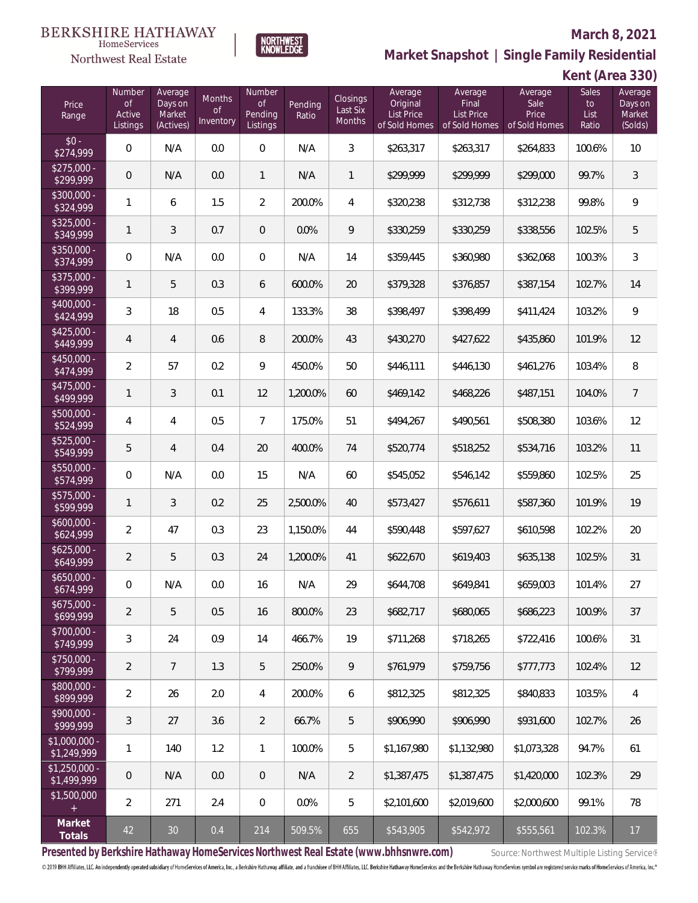BERKSHIRE HATHAWAY HomeServices Northwest Real Estate | NORTHWEST KNOWLEDGE

# March 8, 2021

## Market Snapshot | Single Family Residential

### Kent (Area 330)

| Price Range | Number of Active Listings | Average Days on Market (Actives) | Months of Inventory | Number of Pending Listings | Pending Ratio | Closings Last Six Months | Average Original List Price of Sold Homes | Average Final List Price of Sold Homes | Average Sale Price of Sold Homes | Sales to List Ratio | Average Days on Market (Solds) |
|---|---|---|---|---|---|---|---|---|---|---|---|
| $0 - $274,999 | 0 | N/A | 0.0 | 0 | N/A | 3 | $263,317 | $263,317 | $264,833 | 100.6% | 10 |
| $275,000 - $299,999 | 0 | N/A | 0.0 | 1 | N/A | 1 | $299,999 | $299,999 | $299,000 | 99.7% | 3 |
| $300,000 - $324,999 | 1 | 6 | 1.5 | 2 | 200.0% | 4 | $320,238 | $312,738 | $312,238 | 99.8% | 9 |
| $325,000 - $349,999 | 1 | 3 | 0.7 | 0 | 0.0% | 9 | $330,259 | $330,259 | $338,556 | 102.5% | 5 |
| $350,000 - $374,999 | 0 | N/A | 0.0 | 0 | N/A | 14 | $359,445 | $360,980 | $362,068 | 100.3% | 3 |
| $375,000 - $399,999 | 1 | 5 | 0.3 | 6 | 600.0% | 20 | $379,328 | $376,857 | $387,154 | 102.7% | 14 |
| $400,000 - $424,999 | 3 | 18 | 0.5 | 4 | 133.3% | 38 | $398,497 | $398,499 | $411,424 | 103.2% | 9 |
| $425,000 - $449,999 | 4 | 4 | 0.6 | 8 | 200.0% | 43 | $430,270 | $427,622 | $435,860 | 101.9% | 12 |
| $450,000 - $474,999 | 2 | 57 | 0.2 | 9 | 450.0% | 50 | $446,111 | $446,130 | $461,276 | 103.4% | 8 |
| $475,000 - $499,999 | 1 | 3 | 0.1 | 12 | 1,200.0% | 60 | $469,142 | $468,226 | $487,151 | 104.0% | 7 |
| $500,000 - $524,999 | 4 | 4 | 0.5 | 7 | 175.0% | 51 | $494,267 | $490,561 | $508,380 | 103.6% | 12 |
| $525,000 - $549,999 | 5 | 4 | 0.4 | 20 | 400.0% | 74 | $520,774 | $518,252 | $534,716 | 103.2% | 11 |
| $550,000 - $574,999 | 0 | N/A | 0.0 | 15 | N/A | 60 | $545,052 | $546,142 | $559,860 | 102.5% | 25 |
| $575,000 - $599,999 | 1 | 3 | 0.2 | 25 | 2,500.0% | 40 | $573,427 | $576,611 | $587,360 | 101.9% | 19 |
| $600,000 - $624,999 | 2 | 47 | 0.3 | 23 | 1,150.0% | 44 | $590,448 | $597,627 | $610,598 | 102.2% | 20 |
| $625,000 - $649,999 | 2 | 5 | 0.3 | 24 | 1,200.0% | 41 | $622,670 | $619,403 | $635,138 | 102.5% | 31 |
| $650,000 - $674,999 | 0 | N/A | 0.0 | 16 | N/A | 29 | $644,708 | $649,841 | $659,003 | 101.4% | 27 |
| $675,000 - $699,999 | 2 | 5 | 0.5 | 16 | 800.0% | 23 | $682,717 | $680,065 | $686,223 | 100.9% | 37 |
| $700,000 - $749,999 | 3 | 24 | 0.9 | 14 | 466.7% | 19 | $711,268 | $718,265 | $722,416 | 100.6% | 31 |
| $750,000 - $799,999 | 2 | 7 | 1.3 | 5 | 250.0% | 9 | $761,979 | $759,756 | $777,773 | 102.4% | 12 |
| $800,000 - $899,999 | 2 | 26 | 2.0 | 4 | 200.0% | 6 | $812,325 | $812,325 | $840,833 | 103.5% | 4 |
| $900,000 - $999,999 | 3 | 27 | 3.6 | 2 | 66.7% | 5 | $906,990 | $906,990 | $931,600 | 102.7% | 26 |
| $1,000,000 - $1,249,999 | 1 | 140 | 1.2 | 1 | 100.0% | 5 | $1,167,980 | $1,132,980 | $1,073,328 | 94.7% | 61 |
| $1,250,000 - $1,499,999 | 0 | N/A | 0.0 | 0 | N/A | 2 | $1,387,475 | $1,387,475 | $1,420,000 | 102.3% | 29 |
| $1,500,000 + | 2 | 271 | 2.4 | 0 | 0.0% | 5 | $2,101,600 | $2,019,600 | $2,000,600 | 99.1% | 78 |
| **Market Totals** | 42 | 30 | 0.4 | 214 | 509.5% | 655 | $543,905 | $542,972 | $555,561 | 102.3% | 17 |

**Presented by Berkshire Hathaway HomeServices Northwest Real Estate (www.bhhsnwre.com)**

Source: Northwest Multiple Listing Service®

© 2019 BHH Affiliates, LLC. An independently operated subsidiary of HomeServices of America, Inc., a Berkshire Hathaway affiliate, and a franchisee of BHH Affiliates, LLC. Berkshire Hathaway HomeServices and the Berkshire Hathaway HomeServices symbol are registered service marks of HomeServices of America, Inc.®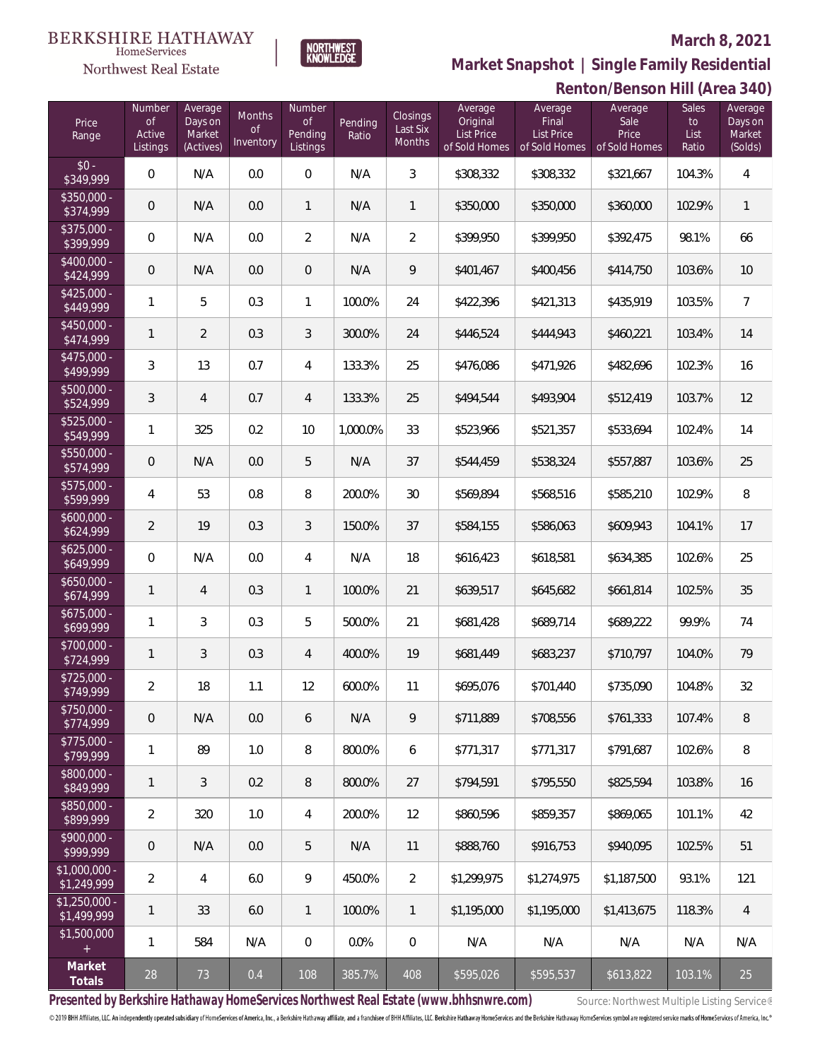BERKSHIRE HATHAWAY HomeServices Northwest Real Estate | NORTHWEST KNOWLEDGE

**March 8, 2021**

## Market Snapshot | Single Family Residential

### Renton/Benson Hill (Area 340)

| Price Range | Number of Active Listings | Average Days on Market (Actives) | Months of Inventory | Number of Pending Listings | Pending Ratio | Closings Last Six Months | Average Original List Price of Sold Homes | Average Final List Price of Sold Homes | Average Sale Price of Sold Homes | Sales to List Ratio | Average Days on Market (Solds) |
|---|---|---|---|---|---|---|---|---|---|---|---|
| $0 - $349,999 | 0 | N/A | 0.0 | 0 | N/A | 3 | $308,332 | $308,332 | $321,667 | 104.3% | 4 |
| $350,000 - $374,999 | 0 | N/A | 0.0 | 1 | N/A | 1 | $350,000 | $350,000 | $360,000 | 102.9% | 1 |
| $375,000 - $399,999 | 0 | N/A | 0.0 | 2 | N/A | 2 | $399,950 | $399,950 | $392,475 | 98.1% | 66 |
| $400,000 - $424,999 | 0 | N/A | 0.0 | 0 | N/A | 9 | $401,467 | $400,456 | $414,750 | 103.6% | 10 |
| $425,000 - $449,999 | 1 | 5 | 0.3 | 1 | 100.0% | 24 | $422,396 | $421,313 | $435,919 | 103.5% | 7 |
| $450,000 - $474,999 | 1 | 2 | 0.3 | 3 | 300.0% | 24 | $446,524 | $444,943 | $460,221 | 103.4% | 14 |
| $475,000 - $499,999 | 3 | 13 | 0.7 | 4 | 133.3% | 25 | $476,086 | $471,926 | $482,696 | 102.3% | 16 |
| $500,000 - $524,999 | 3 | 4 | 0.7 | 4 | 133.3% | 25 | $494,544 | $493,904 | $512,419 | 103.7% | 12 |
| $525,000 - $549,999 | 1 | 325 | 0.2 | 10 | 1,000.0% | 33 | $523,966 | $521,357 | $533,694 | 102.4% | 14 |
| $550,000 - $574,999 | 0 | N/A | 0.0 | 5 | N/A | 37 | $544,459 | $538,324 | $557,887 | 103.6% | 25 |
| $575,000 - $599,999 | 4 | 53 | 0.8 | 8 | 200.0% | 30 | $569,894 | $568,516 | $585,210 | 102.9% | 8 |
| $600,000 - $624,999 | 2 | 19 | 0.3 | 3 | 150.0% | 37 | $584,155 | $586,063 | $609,943 | 104.1% | 17 |
| $625,000 - $649,999 | 0 | N/A | 0.0 | 4 | N/A | 18 | $616,423 | $618,581 | $634,385 | 102.6% | 25 |
| $650,000 - $674,999 | 1 | 4 | 0.3 | 1 | 100.0% | 21 | $639,517 | $645,682 | $661,814 | 102.5% | 35 |
| $675,000 - $699,999 | 1 | 3 | 0.3 | 5 | 500.0% | 21 | $681,428 | $689,714 | $689,222 | 99.9% | 74 |
| $700,000 - $724,999 | 1 | 3 | 0.3 | 4 | 400.0% | 19 | $681,449 | $683,237 | $710,797 | 104.0% | 79 |
| $725,000 - $749,999 | 2 | 18 | 1.1 | 12 | 600.0% | 11 | $695,076 | $701,440 | $735,090 | 104.8% | 32 |
| $750,000 - $774,999 | 0 | N/A | 0.0 | 6 | N/A | 9 | $711,889 | $708,556 | $761,333 | 107.4% | 8 |
| $775,000 - $799,999 | 1 | 89 | 1.0 | 8 | 800.0% | 6 | $771,317 | $771,317 | $791,687 | 102.6% | 8 |
| $800,000 - $849,999 | 1 | 3 | 0.2 | 8 | 800.0% | 27 | $794,591 | $795,550 | $825,594 | 103.8% | 16 |
| $850,000 - $899,999 | 2 | 320 | 1.0 | 4 | 200.0% | 12 | $860,596 | $859,357 | $869,065 | 101.1% | 42 |
| $900,000 - $999,999 | 0 | N/A | 0.0 | 5 | N/A | 11 | $888,760 | $916,753 | $940,095 | 102.5% | 51 |
| $1,000,000 - $1,249,999 | 2 | 4 | 6.0 | 9 | 450.0% | 2 | $1,299,975 | $1,274,975 | $1,187,500 | 93.1% | 121 |
| $1,250,000 - $1,499,999 | 1 | 33 | 6.0 | 1 | 100.0% | 1 | $1,195,000 | $1,195,000 | $1,413,675 | 118.3% | 4 |
| $1,500,000 + | 1 | 584 | N/A | 0 | 0.0% | 0 | N/A | N/A | N/A | N/A | N/A |
| **Market Totals** | 28 | 73 | 0.4 | 108 | 385.7% | 408 | $595,026 | $595,537 | $613,822 | 103.1% | 25 |

**Presented by Berkshire Hathaway HomeServices Northwest Real Estate (www.bhhsnwre.com)**

Source: Northwest Multiple Listing Service®

© 2019 BHH Affiliates, LLC. An independently operated subsidiary of HomeServices of America, Inc., a Berkshire Hathaway affiliate, and a franchisee of BHH Affiliates, LLC. Berkshire Hathaway HomeServices and the Berkshire Hathaway HomeServices symbol are registered service marks of HomeServices of America, Inc.®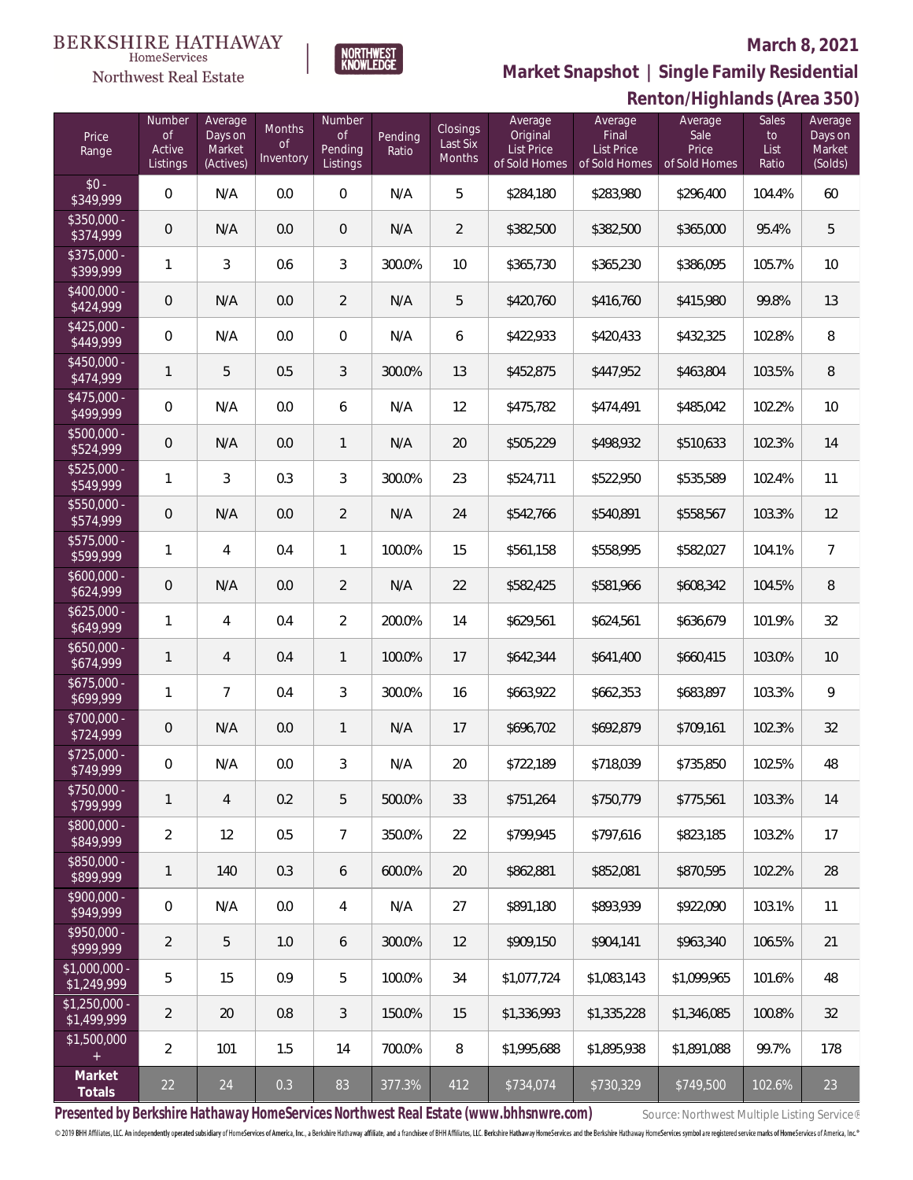BERKSHIRE HATHAWAY HomeServices Northwest Real Estate

NORTHWEST KNOWLEDGE

**March 8, 2021**

**Market Snapshot | Single Family Residential**

**Renton/Highlands (Area 350)**

| Price Range | Number of Active Listings | Average Days on Market (Actives) | Months of Inventory | Number of Pending Listings | Pending Ratio | Closings Last Six Months | Average Original List Price of Sold Homes | Average Final List Price of Sold Homes | Average Sale Price of Sold Homes | Sales to List Ratio | Average Days on Market (Solds) |
|---|---|---|---|---|---|---|---|---|---|---|---|
| $0 - $349,999 | 0 | N/A | 0.0 | 0 | N/A | 5 | $284,180 | $283,980 | $296,400 | 104.4% | 60 |
| $350,000 - $374,999 | 0 | N/A | 0.0 | 0 | N/A | 2 | $382,500 | $382,500 | $365,000 | 95.4% | 5 |
| $375,000 - $399,999 | 1 | 3 | 0.6 | 3 | 300.0% | 10 | $365,730 | $365,230 | $386,095 | 105.7% | 10 |
| $400,000 - $424,999 | 0 | N/A | 0.0 | 2 | N/A | 5 | $420,760 | $416,760 | $415,980 | 99.8% | 13 |
| $425,000 - $449,999 | 0 | N/A | 0.0 | 0 | N/A | 6 | $422,933 | $420,433 | $432,325 | 102.8% | 8 |
| $450,000 - $474,999 | 1 | 5 | 0.5 | 3 | 300.0% | 13 | $452,875 | $447,952 | $463,804 | 103.5% | 8 |
| $475,000 - $499,999 | 0 | N/A | 0.0 | 6 | N/A | 12 | $475,782 | $474,491 | $485,042 | 102.2% | 10 |
| $500,000 - $524,999 | 0 | N/A | 0.0 | 1 | N/A | 20 | $505,229 | $498,932 | $510,633 | 102.3% | 14 |
| $525,000 - $549,999 | 1 | 3 | 0.3 | 3 | 300.0% | 23 | $524,711 | $522,950 | $535,589 | 102.4% | 11 |
| $550,000 - $574,999 | 0 | N/A | 0.0 | 2 | N/A | 24 | $542,766 | $540,891 | $558,567 | 103.3% | 12 |
| $575,000 - $599,999 | 1 | 4 | 0.4 | 1 | 100.0% | 15 | $561,158 | $558,995 | $582,027 | 104.1% | 7 |
| $600,000 - $624,999 | 0 | N/A | 0.0 | 2 | N/A | 22 | $582,425 | $581,966 | $608,342 | 104.5% | 8 |
| $625,000 - $649,999 | 1 | 4 | 0.4 | 2 | 200.0% | 14 | $629,561 | $624,561 | $636,679 | 101.9% | 32 |
| $650,000 - $674,999 | 1 | 4 | 0.4 | 1 | 100.0% | 17 | $642,344 | $641,400 | $660,415 | 103.0% | 10 |
| $675,000 - $699,999 | 1 | 7 | 0.4 | 3 | 300.0% | 16 | $663,922 | $662,353 | $683,897 | 103.3% | 9 |
| $700,000 - $724,999 | 0 | N/A | 0.0 | 1 | N/A | 17 | $696,702 | $692,879 | $709,161 | 102.3% | 32 |
| $725,000 - $749,999 | 0 | N/A | 0.0 | 3 | N/A | 20 | $722,189 | $718,039 | $735,850 | 102.5% | 48 |
| $750,000 - $799,999 | 1 | 4 | 0.2 | 5 | 500.0% | 33 | $751,264 | $750,779 | $775,561 | 103.3% | 14 |
| $800,000 - $849,999 | 2 | 12 | 0.5 | 7 | 350.0% | 22 | $799,945 | $797,616 | $823,185 | 103.2% | 17 |
| $850,000 - $899,999 | 1 | 140 | 0.3 | 6 | 600.0% | 20 | $862,881 | $852,081 | $870,595 | 102.2% | 28 |
| $900,000 - $949,999 | 0 | N/A | 0.0 | 4 | N/A | 27 | $891,180 | $893,939 | $922,090 | 103.1% | 11 |
| $950,000 - $999,999 | 2 | 5 | 1.0 | 6 | 300.0% | 12 | $909,150 | $904,141 | $963,340 | 106.5% | 21 |
| $1,000,000 - $1,249,999 | 5 | 15 | 0.9 | 5 | 100.0% | 34 | $1,077,724 | $1,083,143 | $1,099,965 | 101.6% | 48 |
| $1,250,000 - $1,499,999 | 2 | 20 | 0.8 | 3 | 150.0% | 15 | $1,336,993 | $1,335,228 | $1,346,085 | 100.8% | 32 |
| $1,500,000 + | 2 | 101 | 1.5 | 14 | 700.0% | 8 | $1,995,688 | $1,895,938 | $1,891,088 | 99.7% | 178 |
| **Market Totals** | 22 | 24 | 0.3 | 83 | 377.3% | 412 | $734,074 | $730,329 | $749,500 | 102.6% | 23 |

**Presented by Berkshire Hathaway HomeServices Northwest Real Estate (www.bhhsnwre.com)** Source: Northwest Multiple Listing Service®

© 2019 BHH Affiliates, LLC. An independently operated subsidiary of HomeServices of America, Inc., a Berkshire Hathaway affiliate, and a franchisee of BHH Affiliates, LLC. Berkshire Hathaway HomeServices and the Berkshire Hathaway HomeServices symbol are registered service marks of HomeServices of America, Inc.®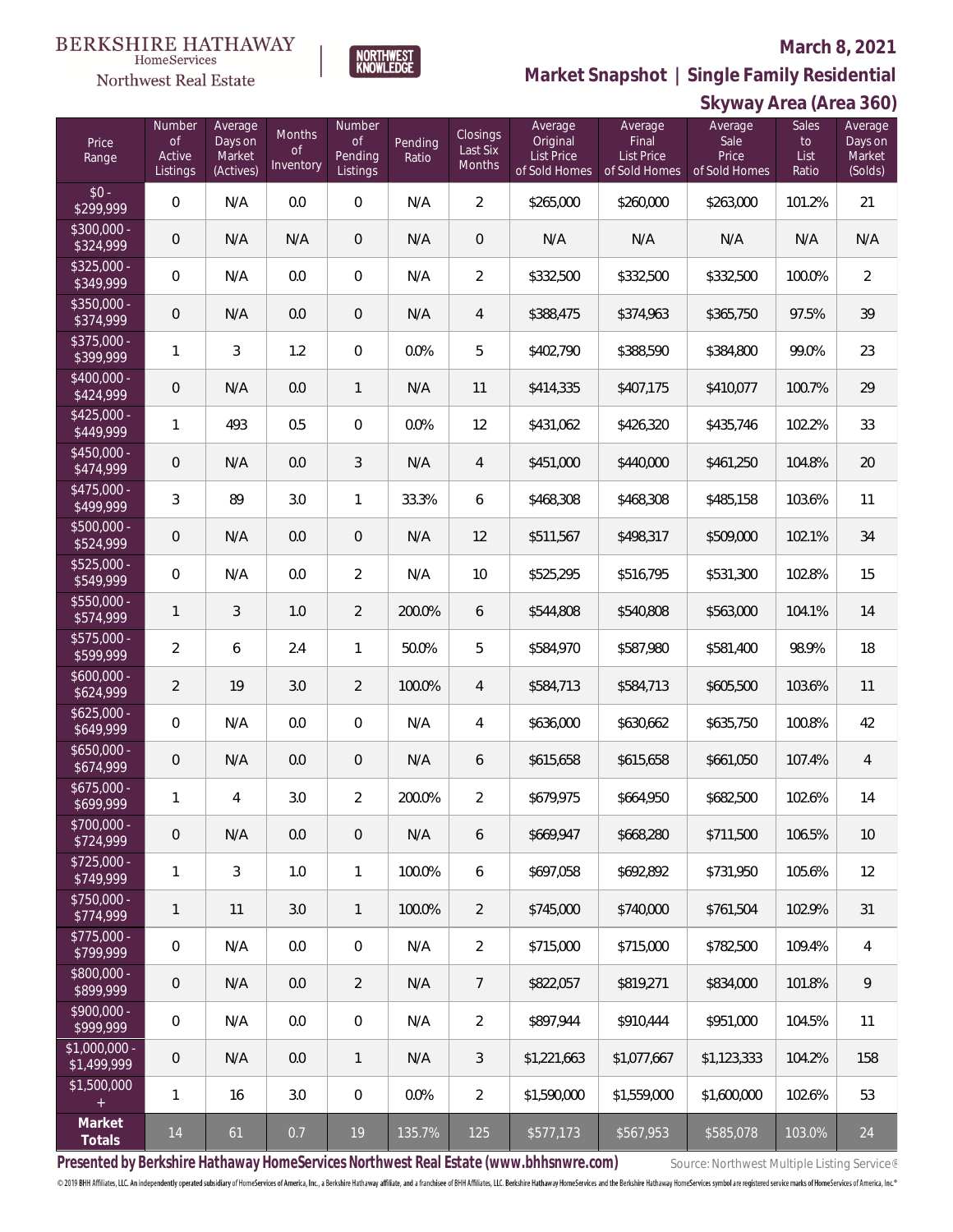BERKSHIRE HATHAWAY HomeServices Northwest Real Estate

NORTHWEST KNOWLEDGE

**March 8, 2021**

**Market Snapshot | Single Family Residential**

**Skyway Area (Area 360)**

| Price Range | Number of Active Listings | Average Days on Market (Actives) | Months of Inventory | Number of Pending Listings | Pending Ratio | Closings Last Six Months | Average Original List Price of Sold Homes | Average Final List Price of Sold Homes | Average Sale Price of Sold Homes | Sales to List Ratio | Average Days on Market (Solds) |
|---|---|---|---|---|---|---|---|---|---|---|---|
| $0 - $299,999 | 0 | N/A | 0.0 | 0 | N/A | 2 | $265,000 | $260,000 | $263,000 | 101.2% | 21 |
| $300,000 - $324,999 | 0 | N/A | N/A | 0 | N/A | 0 | N/A | N/A | N/A | N/A | N/A |
| $325,000 - $349,999 | 0 | N/A | 0.0 | 0 | N/A | 2 | $332,500 | $332,500 | $332,500 | 100.0% | 2 |
| $350,000 - $374,999 | 0 | N/A | 0.0 | 0 | N/A | 4 | $388,475 | $374,963 | $365,750 | 97.5% | 39 |
| $375,000 - $399,999 | 1 | 3 | 1.2 | 0 | 0.0% | 5 | $402,790 | $388,590 | $384,800 | 99.0% | 23 |
| $400,000 - $424,999 | 0 | N/A | 0.0 | 1 | N/A | 11 | $414,335 | $407,175 | $410,077 | 100.7% | 29 |
| $425,000 - $449,999 | 1 | 493 | 0.5 | 0 | 0.0% | 12 | $431,062 | $426,320 | $435,746 | 102.2% | 33 |
| $450,000 - $474,999 | 0 | N/A | 0.0 | 3 | N/A | 4 | $451,000 | $440,000 | $461,250 | 104.8% | 20 |
| $475,000 - $499,999 | 3 | 89 | 3.0 | 1 | 33.3% | 6 | $468,308 | $468,308 | $485,158 | 103.6% | 11 |
| $500,000 - $524,999 | 0 | N/A | 0.0 | 0 | N/A | 12 | $511,567 | $498,317 | $509,000 | 102.1% | 34 |
| $525,000 - $549,999 | 0 | N/A | 0.0 | 2 | N/A | 10 | $525,295 | $516,795 | $531,300 | 102.8% | 15 |
| $550,000 - $574,999 | 1 | 3 | 1.0 | 2 | 200.0% | 6 | $544,808 | $540,808 | $563,000 | 104.1% | 14 |
| $575,000 - $599,999 | 2 | 6 | 2.4 | 1 | 50.0% | 5 | $584,970 | $587,980 | $581,400 | 98.9% | 18 |
| $600,000 - $624,999 | 2 | 19 | 3.0 | 2 | 100.0% | 4 | $584,713 | $584,713 | $605,500 | 103.6% | 11 |
| $625,000 - $649,999 | 0 | N/A | 0.0 | 0 | N/A | 4 | $636,000 | $630,662 | $635,750 | 100.8% | 42 |
| $650,000 - $674,999 | 0 | N/A | 0.0 | 0 | N/A | 6 | $615,658 | $615,658 | $661,050 | 107.4% | 4 |
| $675,000 - $699,999 | 1 | 4 | 3.0 | 2 | 200.0% | 2 | $679,975 | $664,950 | $682,500 | 102.6% | 14 |
| $700,000 - $724,999 | 0 | N/A | 0.0 | 0 | N/A | 6 | $669,947 | $668,280 | $711,500 | 106.5% | 10 |
| $725,000 - $749,999 | 1 | 3 | 1.0 | 1 | 100.0% | 6 | $697,058 | $692,892 | $731,950 | 105.6% | 12 |
| $750,000 - $774,999 | 1 | 11 | 3.0 | 1 | 100.0% | 2 | $745,000 | $740,000 | $761,504 | 102.9% | 31 |
| $775,000 - $799,999 | 0 | N/A | 0.0 | 0 | N/A | 2 | $715,000 | $715,000 | $782,500 | 109.4% | 4 |
| $800,000 - $899,999 | 0 | N/A | 0.0 | 2 | N/A | 7 | $822,057 | $819,271 | $834,000 | 101.8% | 9 |
| $900,000 - $999,999 | 0 | N/A | 0.0 | 0 | N/A | 2 | $897,944 | $910,444 | $951,000 | 104.5% | 11 |
| $1,000,000 - $1,499,999 | 0 | N/A | 0.0 | 1 | N/A | 3 | $1,221,663 | $1,077,667 | $1,123,333 | 104.2% | 158 |
| $1,500,000 + | 1 | 16 | 3.0 | 0 | 0.0% | 2 | $1,590,000 | $1,559,000 | $1,600,000 | 102.6% | 53 |
| **Market Totals** | 14 | 61 | 0.7 | 19 | 135.7% | 125 | $577,173 | $567,953 | $585,078 | 103.0% | 24 |

**Presented by Berkshire Hathaway HomeServices Northwest Real Estate (www.bhhsnwre.com)**

Source: Northwest Multiple Listing Service®

© 2019 BHH Affiliates, LLC. An independently operated subsidiary of HomeServices of America, Inc., a Berkshire Hathaway affiliate, and a franchisee of BHH Affiliates, LLC. Berkshire Hathaway HomeServices and the Berkshire Hathaway HomeServices symbol are registered service marks of HomeServices of America, Inc.®